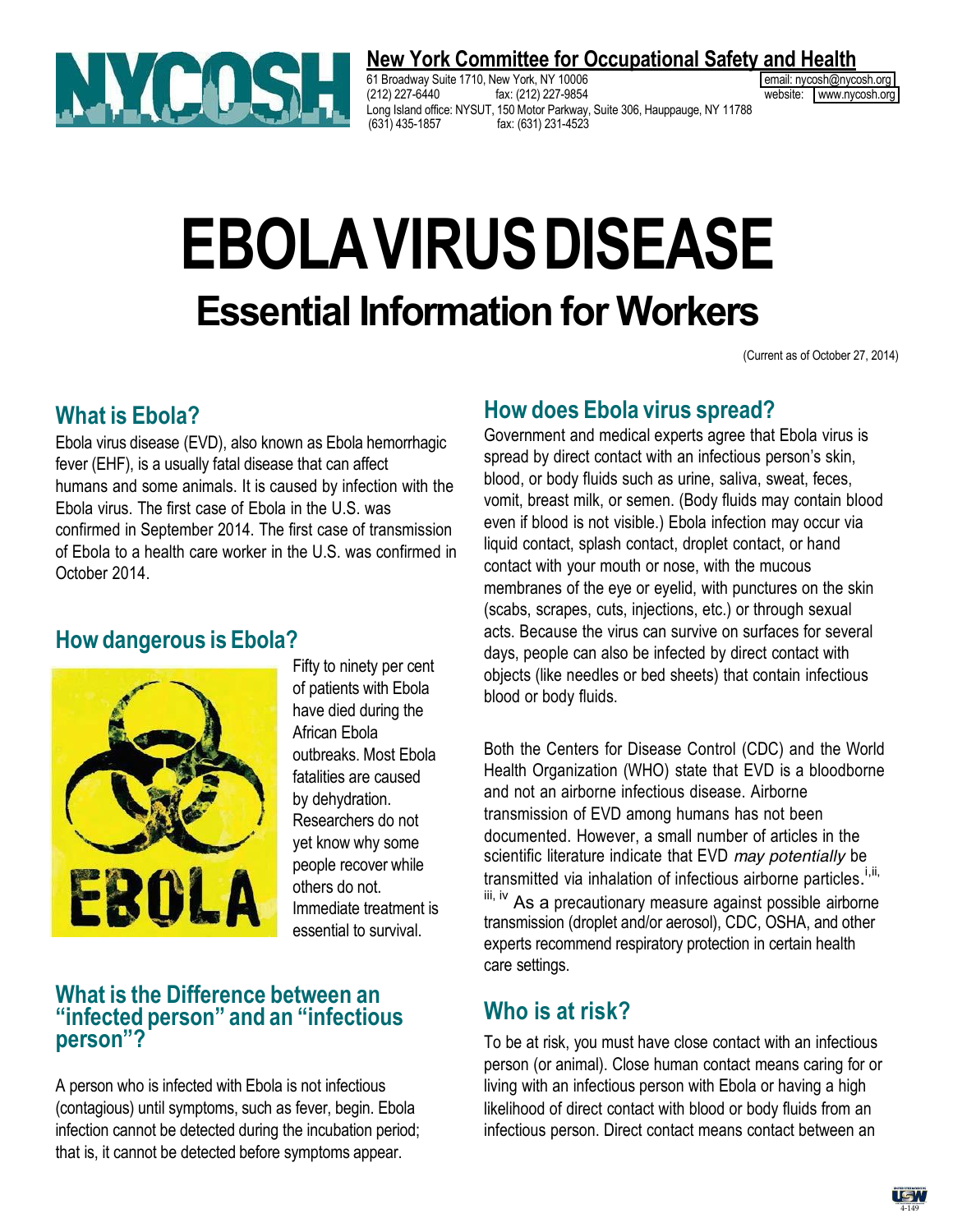**New York Committee for Occupational Safety and Health**

61 Broadway Suite 1710, New York, NY 10006
(212) 227-6440 fax: (212) 227-9854
email: nycosh@nycosh.org
website: www.nycosh.org
Long Island office: NYSUT, 150 Motor Parkway, Suite 306, Hauppauge, NY 11788
(631) 435-1857 fax: (631) 231-4523

# EBOLA VIRUS DISEASE

## Essential Information for Workers

(Current as of October 27, 2014)

### What is Ebola?

Ebola virus disease (EVD), also known as Ebola hemorrhagic fever (EHF), is a usually fatal disease that can affect humans and some animals. It is caused by infection with the Ebola virus. The first case of Ebola in the U.S. was confirmed in September 2014. The first case of transmission of Ebola to a health care worker in the U.S. was confirmed in October 2014.

### How dangerous is Ebola?

Fifty to ninety per cent of patients with Ebola have died during the African Ebola outbreaks. Most Ebola fatalities are caused by dehydration. Researchers do not yet know why some people recover while others do not. Immediate treatment is essential to survival.

### What is the Difference between an "infected person" and an "infectious person"?

A person who is infected with Ebola is not infectious (contagious) until symptoms, such as fever, begin. Ebola infection cannot be detected during the incubation period; that is, it cannot be detected before symptoms appear.

### How does Ebola virus spread?

Government and medical experts agree that Ebola virus is spread by direct contact with an infectious person's skin, blood, or body fluids such as urine, saliva, sweat, feces, vomit, breast milk, or semen. (Body fluids may contain blood even if blood is not visible.) Ebola infection may occur via liquid contact, splash contact, droplet contact, or hand contact with your mouth or nose, with the mucous membranes of the eye or eyelid, with punctures on the skin (scabs, scrapes, cuts, injections, etc.) or through sexual acts. Because the virus can survive on surfaces for several days, people can also be infected by direct contact with objects (like needles or bed sheets) that contain infectious blood or body fluids.

Both the Centers for Disease Control (CDC) and the World Health Organization (WHO) state that EVD is a bloodborne and not an airborne infectious disease. Airborne transmission of EVD among humans has not been documented. However, a small number of articles in the scientific literature indicate that EVD *may potentially* be transmitted via inhalation of infectious airborne particles.[i, ii, iii, iv] As a precautionary measure against possible airborne transmission (droplet and/or aerosol), CDC, OSHA, and other experts recommend respiratory protection in certain health care settings.

### Who is at risk?

To be at risk, you must have close contact with an infectious person (or animal). Close human contact means caring for or living with an infectious person with Ebola or having a high likelihood of direct contact with blood or body fluids from an infectious person. Direct contact means contact between an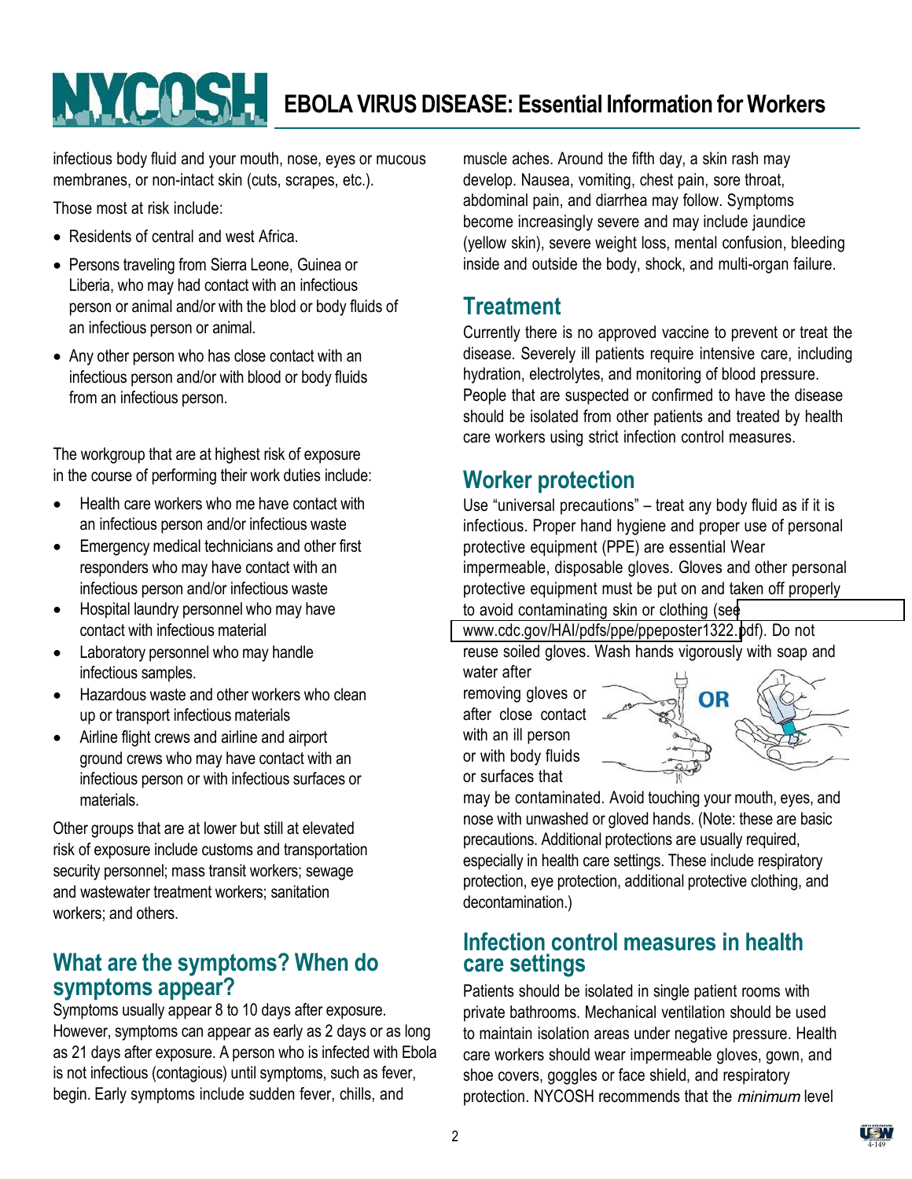infectious body fluid and your mouth, nose, eyes or mucous membranes, or non-intact skin (cuts, scrapes, etc.).

Those most at risk include:

- Residents of central and west Africa.
- Persons traveling from Sierra Leone, Guinea or Liberia, who may had contact with an infectious person or animal and/or with the blod or body fluids of an infectious person or animal.
- Any other person who has close contact with an infectious person and/or with blood or body fluids from an infectious person.

The workgroup that are at highest risk of exposure in the course of performing their work duties include:

- Health care workers who me have contact with an infectious person and/or infectious waste
- Emergency medical technicians and other first responders who may have contact with an infectious person and/or infectious waste
- Hospital laundry personnel who may have contact with infectious material
- Laboratory personnel who may handle infectious samples.
- Hazardous waste and other workers who clean up or transport infectious materials
- Airline flight crews and airline and airport ground crews who may have contact with an infectious person or with infectious surfaces or materials.

Other groups that are at lower but still at elevated risk of exposure include customs and transportation security personnel; mass transit workers; sewage and wastewater treatment workers; sanitation workers; and others.

## What are the symptoms? When do symptoms appear?

Symptoms usually appear 8 to 10 days after exposure. However, symptoms can appear as early as 2 days or as long as 21 days after exposure. A person who is infected with Ebola is not infectious (contagious) until symptoms, such as fever, begin. Early symptoms include sudden fever, chills, and muscle aches. Around the fifth day, a skin rash may develop. Nausea, vomiting, chest pain, sore throat, abdominal pain, and diarrhea may follow. Symptoms become increasingly severe and may include jaundice (yellow skin), severe weight loss, mental confusion, bleeding inside and outside the body, shock, and multi-organ failure.

## Treatment

Currently there is no approved vaccine to prevent or treat the disease. Severely ill patients require intensive care, including hydration, electrolytes, and monitoring of blood pressure. People that are suspected or confirmed to have the disease should be isolated from other patients and treated by health care workers using strict infection control measures.

## Worker protection

Use "universal precautions" – treat any body fluid as if it is infectious. Proper hand hygiene and proper use of personal protective equipment (PPE) are essential Wear impermeable, disposable gloves. Gloves and other personal protective equipment must be put on and taken off properly to avoid contaminating skin or clothing (see www.cdc.gov/HAI/pdfs/ppe/ppeposter1322.pdf). Do not reuse soiled gloves. Wash hands vigorously with soap and water after removing gloves or after close contact with an ill person or with body fluids or surfaces that may be contaminated. Avoid touching your mouth, eyes, and nose with unwashed or gloved hands. (Note: these are basic precautions. Additional protections are usually required, especially in health care settings. These include respiratory protection, eye protection, additional protective clothing, and decontamination.)

## Infection control measures in health care settings

Patients should be isolated in single patient rooms with private bathrooms. Mechanical ventilation should be used to maintain isolation areas under negative pressure. Health care workers should wear impermeable gloves, gown, and shoe covers, goggles or face shield, and respiratory protection. NYCOSH recommends that the *minimum* level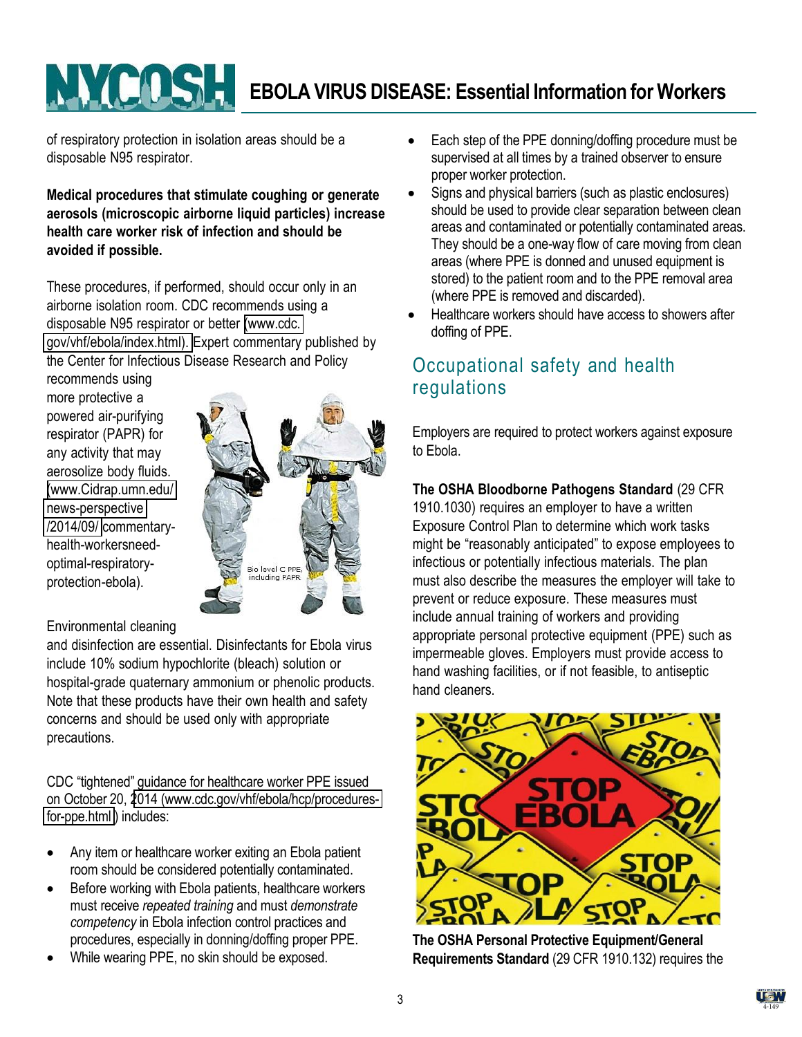of respiratory protection in isolation areas should be a disposable N95 respirator.

**Medical procedures that stimulate coughing or generate aerosols (microscopic airborne liquid particles) increase health care worker risk of infection and should be avoided if possible.**

These procedures, if performed, should occur only in an airborne isolation room. CDC recommends using a disposable N95 respirator or better (www.cdc.gov/vhf/ebola/index.html). Expert commentary published by the Center for Infectious Disease Research and Policy recommends using more protective a powered air-purifying respirator (PAPR) for any activity that may aerosolize body fluids. (www.Cidrap.umn.edu/news-perspective/2014/09/commentary-health-workersneed-optimal-respiratory-protection-ebola).

Bio level C PPE, including PAPR

Environmental cleaning and disinfection are essential. Disinfectants for Ebola virus include 10% sodium hypochlorite (bleach) solution or hospital-grade quaternary ammonium or phenolic products. Note that these products have their own health and safety concerns and should be used only with appropriate precautions.

CDC "tightened" guidance for healthcare worker PPE issued on October 20, 2014 (www.cdc.gov/vhf/ebola/hcp/procedures-for-ppe.html) includes:

- Any item or healthcare worker exiting an Ebola patient room should be considered potentially contaminated.
- Before working with Ebola patients, healthcare workers must receive *repeated training* and must *demonstrate competency* in Ebola infection control practices and procedures, especially in donning/doffing proper PPE.
- While wearing PPE, no skin should be exposed.
- Each step of the PPE donning/doffing procedure must be supervised at all times by a trained observer to ensure proper worker protection.
- Signs and physical barriers (such as plastic enclosures) should be used to provide clear separation between clean areas and contaminated or potentially contaminated areas. They should be a one-way flow of care moving from clean areas (where PPE is donned and unused equipment is stored) to the patient room and to the PPE removal area (where PPE is removed and discarded).
- Healthcare workers should have access to showers after doffing of PPE.

## Occupational safety and health regulations

Employers are required to protect workers against exposure to Ebola.

**The OSHA Bloodborne Pathogens Standard** (29 CFR 1910.1030) requires an employer to have a written Exposure Control Plan to determine which work tasks might be "reasonably anticipated" to expose employees to infectious or potentially infectious materials. The plan must also describe the measures the employer will take to prevent or reduce exposure. These measures must include annual training of workers and providing appropriate personal protective equipment (PPE) such as impermeable gloves. Employers must provide access to hand washing facilities, or if not feasible, to antiseptic hand cleaners.

**The OSHA Personal Protective Equipment/General Requirements Standard** (29 CFR 1910.132) requires the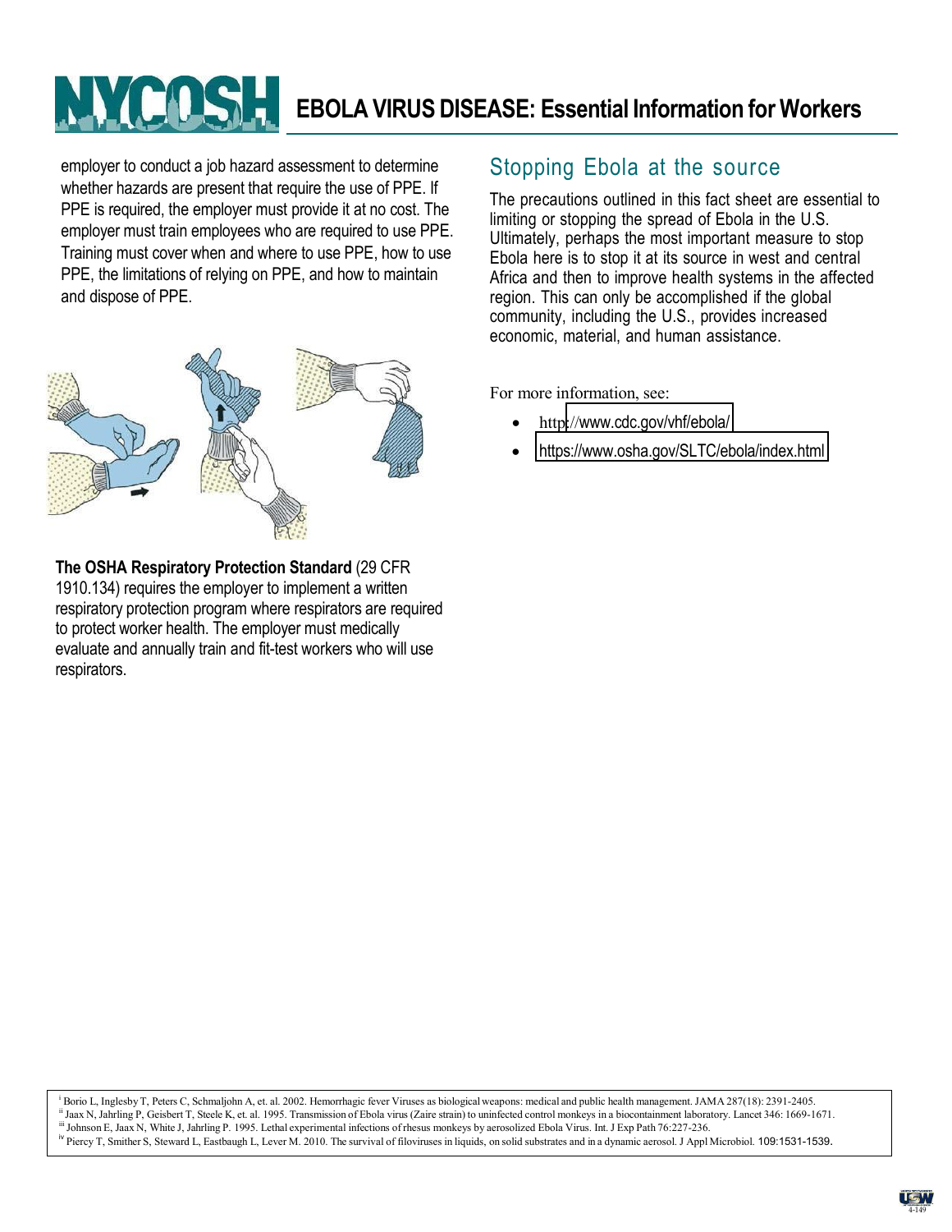employer to conduct a job hazard assessment to determine whether hazards are present that require the use of PPE. If PPE is required, the employer must provide it at no cost. The employer must train employees who are required to use PPE. Training must cover when and where to use PPE, how to use PPE, the limitations of relying on PPE, and how to maintain and dispose of PPE.

**The OSHA Respiratory Protection Standard** (29 CFR 1910.134) requires the employer to implement a written respiratory protection program where respirators are required to protect worker health. The employer must medically evaluate and annually train and fit-test workers who will use respirators.

## Stopping Ebola at the source

The precautions outlined in this fact sheet are essential to limiting or stopping the spread of Ebola in the U.S. Ultimately, perhaps the most important measure to stop Ebola here is to stop it at its source in west and central Africa and then to improve health systems in the affected region. This can only be accomplished if the global community, including the U.S., provides increased economic, material, and human assistance.

For more information, see:

- http://www.cdc.gov/vhf/ebola/
- https://www.osha.gov/SLTC/ebola/index.html

[i] Borio L, Inglesby T, Peters C, Schmaljohn A, et. al. 2002. Hemorrhagic fever Viruses as biological weapons: medical and public health management. JAMA 287(18): 2391-2405.
[ii] Jaax N, Jahrling P, Geisbert T, Steele K, et. al. 1995. Transmission of Ebola virus (Zaire strain) to uninfected control monkeys in a biocontainment laboratory. Lancet 346: 1669-1671.
[iii] Johnson E, Jaax N, White J, Jahrling P. 1995. Lethal experimental infections of rhesus monkeys by aerosolized Ebola Virus. Int. J Exp Path 76:227-236.
[iv] Piercy T, Smither S, Steward L, Eastbaugh L, Lever M. 2010. The survival of filoviruses in liquids, on solid substrates and in a dynamic aerosol. J Appl Microbiol. 109:1531-1539.